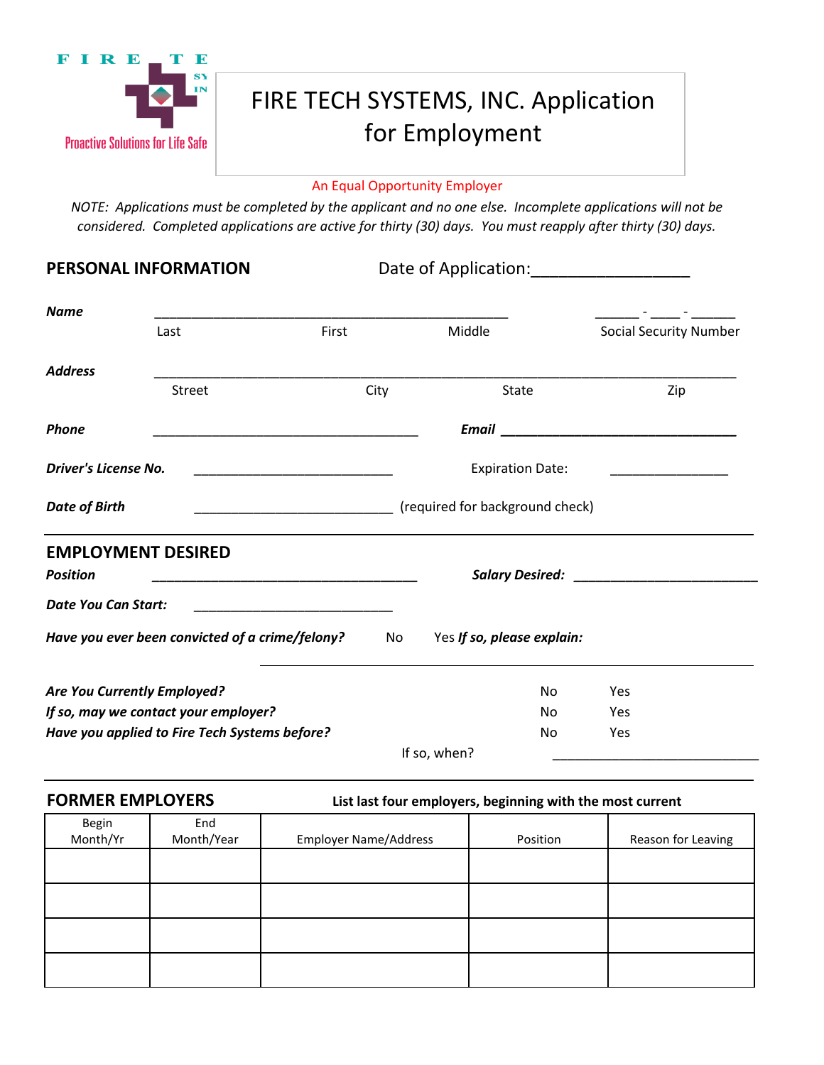FIRE TECH SYSTEMS, INC.

Proactive Solutions for Life Safe

# FIRE TECH SYSTEMS, INC. Application for Employment

An Equal Opportunity Employer

*NOTE: Applications must be completed by the applicant and no one else. Incomplete applications will not be considered. Completed applications are active for thirty (30) days. You must reapply after thirty (30) days.*

## PERSONAL INFORMATION

Date of Application:_________________

***Name*** ________________________________________________ ______ - ____ - ______

Last First Middle Social Security Number

***Address*** ______________________________________________________________________________

Street City State Zip

***Phone*** ____________________________________ ***Email*** ________________________________

***Driver's License No.*** ___________________________ Expiration Date: ________________

***Date of Birth*** ___________________________ (required for background check)

## EMPLOYMENT DESIRED

***Position*** ____________________________________ ***Salary Desired:*** _________________________

***Date You Can Start:*** ___________________________

***Have you ever been convicted of a crime/felony?*** No Yes ***If so, please explain:***

___________________________________________________________________

***Are You Currently Employed?*** No Yes

***If so, may we contact your employer?*** No Yes

***Have you applied to Fire Tech Systems before?*** No Yes

If so, when? ____________________________

## FORMER EMPLOYERS

**List last four employers, beginning with the most current**

| Begin Month/Yr | End Month/Year | Employer Name/Address | Position | Reason for Leaving |
|---|---|---|---|---|
| | | | | |
| | | | | |
| | | | | |
| | | | | |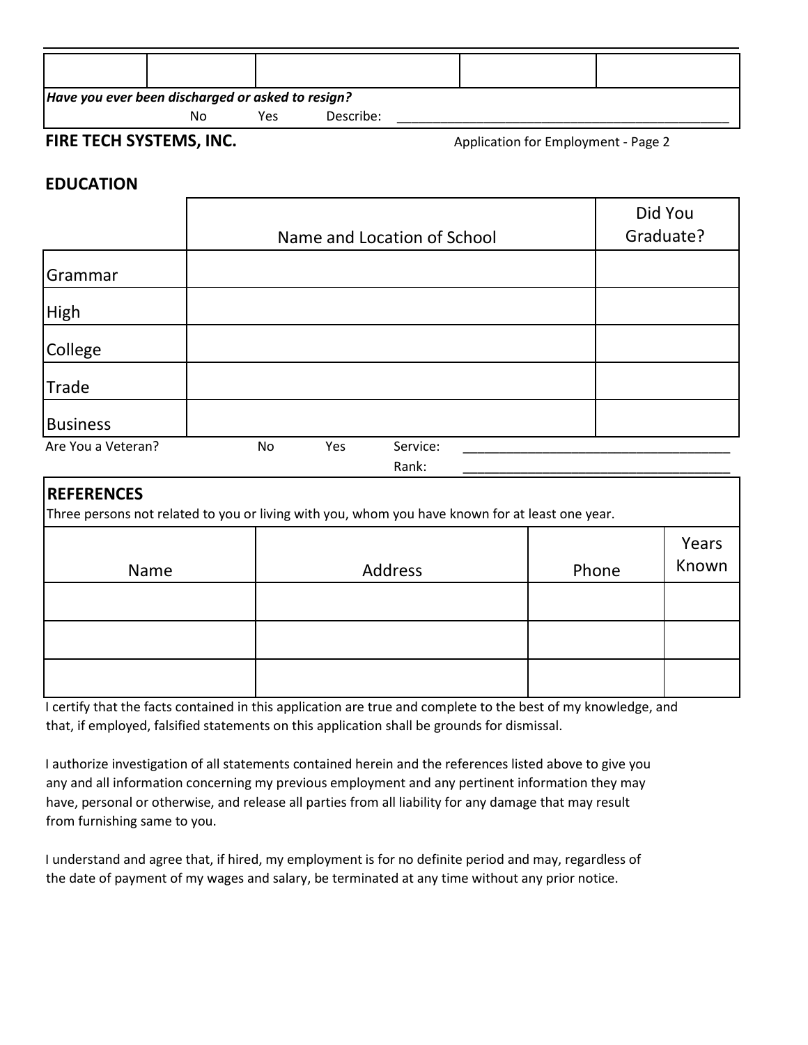| | | | | |
|---|---|---|---|---|
| | | | | |

***Have you ever been discharged or asked to resign?***

No Yes Describe: ______________________________________________

**FIRE TECH SYSTEMS, INC.** Application for Employment - Page 2

## EDUCATION

| | Name and Location of School | Did You Graduate? |
|---|---|---|
| Grammar | | |
| High | | |
| College | | |
| Trade | | |
| Business | | |

Are You a Veteran? No Yes Service: ____________________________________

Rank: ____________________________________

## REFERENCES

Three persons not related to you or living with you, whom you have known for at least one year.

| Name | Address | Phone | Years Known |
|---|---|---|---|
| | | | |
| | | | |
| | | | |

I certify that the facts contained in this application are true and complete to the best of my knowledge, and that, if employed, falsified statements on this application shall be grounds for dismissal.

I authorize investigation of all statements contained herein and the references listed above to give you any and all information concerning my previous employment and any pertinent information they may have, personal or otherwise, and release all parties from all liability for any damage that may result from furnishing same to you.

I understand and agree that, if hired, my employment is for no definite period and may, regardless of the date of payment of my wages and salary, be terminated at any time without any prior notice.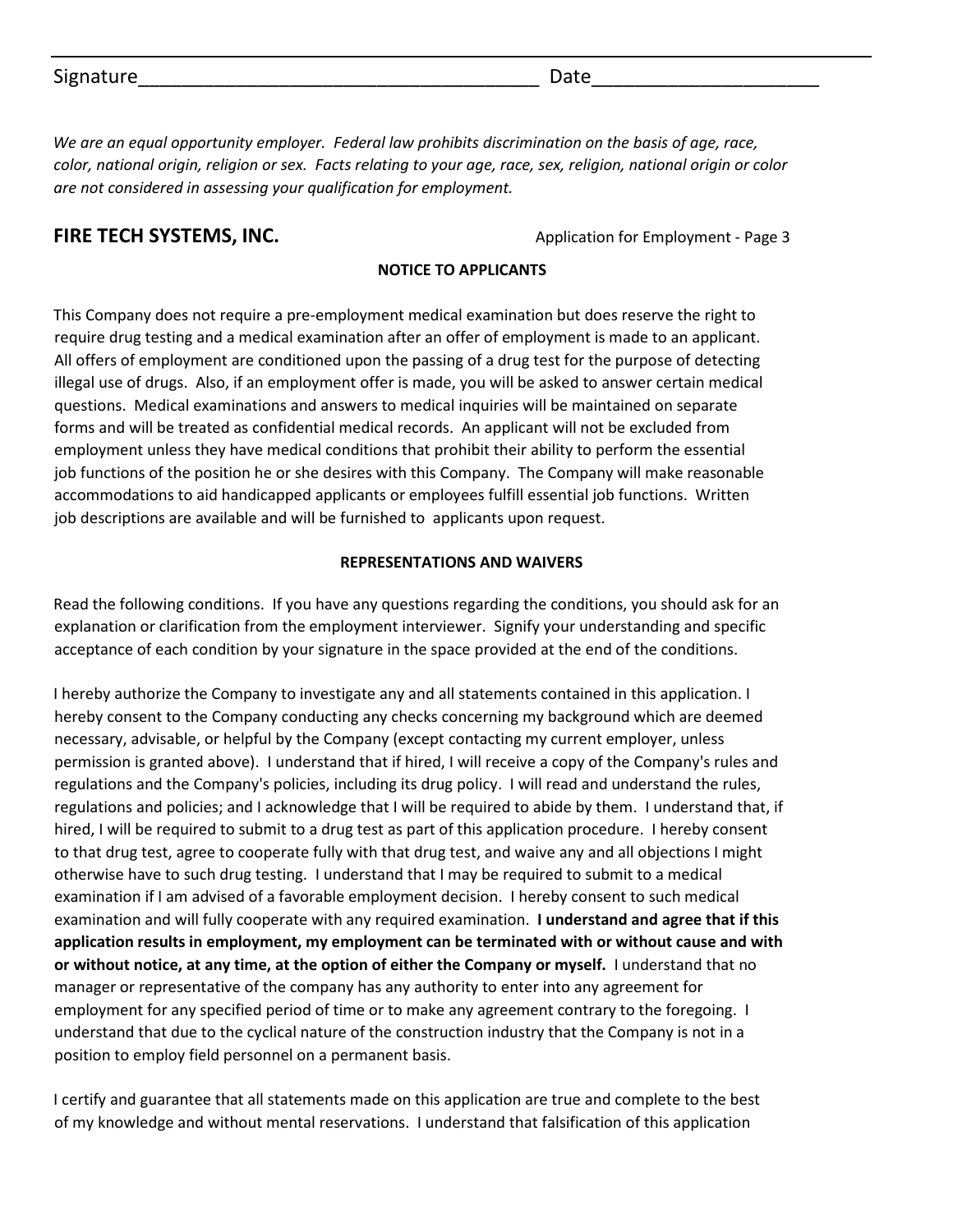Signature_______________________________________ Date______________________

*We are an equal opportunity employer. Federal law prohibits discrimination on the basis of age, race, color, national origin, religion or sex. Facts relating to your age, race, sex, religion, national origin or color are not considered in assessing your qualification for employment.*

**FIRE TECH SYSTEMS, INC.** Application for Employment - Page 3

**NOTICE TO APPLICANTS**

This Company does not require a pre-employment medical examination but does reserve the right to require drug testing and a medical examination after an offer of employment is made to an applicant. All offers of employment are conditioned upon the passing of a drug test for the purpose of detecting illegal use of drugs. Also, if an employment offer is made, you will be asked to answer certain medical questions. Medical examinations and answers to medical inquiries will be maintained on separate forms and will be treated as confidential medical records. An applicant will not be excluded from employment unless they have medical conditions that prohibit their ability to perform the essential job functions of the position he or she desires with this Company. The Company will make reasonable accommodations to aid handicapped applicants or employees fulfill essential job functions. Written job descriptions are available and will be furnished to applicants upon request.

**REPRESENTATIONS AND WAIVERS**

Read the following conditions. If you have any questions regarding the conditions, you should ask for an explanation or clarification from the employment interviewer. Signify your understanding and specific acceptance of each condition by your signature in the space provided at the end of the conditions.

I hereby authorize the Company to investigate any and all statements contained in this application. I hereby consent to the Company conducting any checks concerning my background which are deemed necessary, advisable, or helpful by the Company (except contacting my current employer, unless permission is granted above). I understand that if hired, I will receive a copy of the Company's rules and regulations and the Company's policies, including its drug policy. I will read and understand the rules, regulations and policies; and I acknowledge that I will be required to abide by them. I understand that, if hired, I will be required to submit to a drug test as part of this application procedure. I hereby consent to that drug test, agree to cooperate fully with that drug test, and waive any and all objections I might otherwise have to such drug testing. I understand that I may be required to submit to a medical examination if I am advised of a favorable employment decision. I hereby consent to such medical examination and will fully cooperate with any required examination. **I understand and agree that if this application results in employment, my employment can be terminated with or without cause and with or without notice, at any time, at the option of either the Company or myself.** I understand that no manager or representative of the company has any authority to enter into any agreement for employment for any specified period of time or to make any agreement contrary to the foregoing. I understand that due to the cyclical nature of the construction industry that the Company is not in a position to employ field personnel on a permanent basis.

I certify and guarantee that all statements made on this application are true and complete to the best of my knowledge and without mental reservations. I understand that falsification of this application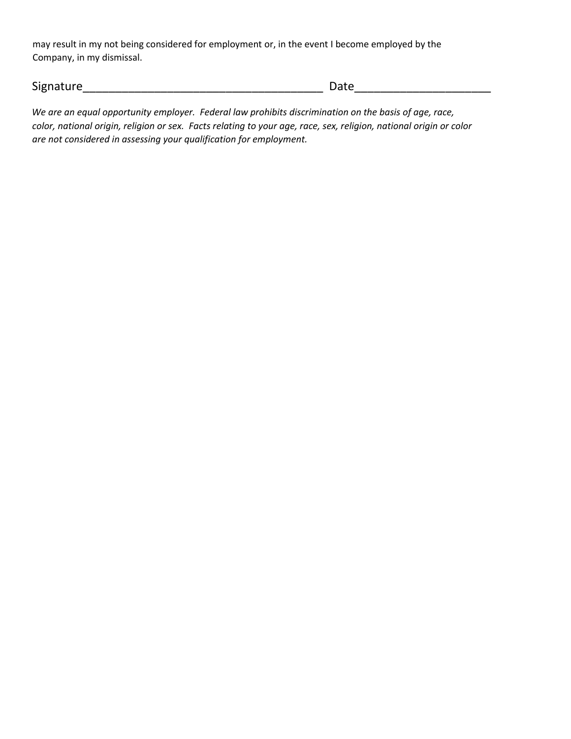may result in my not being considered for employment or, in the event I become employed by the Company, in my dismissal.

Signature_______________________________________ Date______________________

*We are an equal opportunity employer. Federal law prohibits discrimination on the basis of age, race, color, national origin, religion or sex. Facts relating to your age, race, sex, religion, national origin or color are not considered in assessing your qualification for employment.*